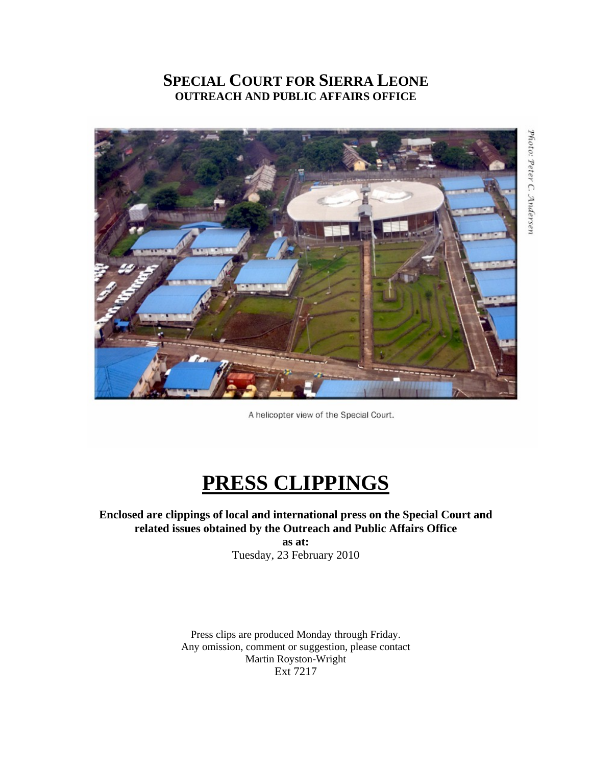# SPECIAL COURT FOR SIERRA LEONE
## OUTREACH AND PUBLIC AFFAIRS OFFICE

A helicopter view of the Special Court.

Photo: Peter C. Andersen

# PRESS CLIPPINGS

**Enclosed are clippings of local and international press on the Special Court and related issues obtained by the Outreach and Public Affairs Office**
**as at:**
Tuesday, 23 February 2010

Press clips are produced Monday through Friday.
Any omission, comment or suggestion, please contact
Martin Royston-Wright
Ext 7217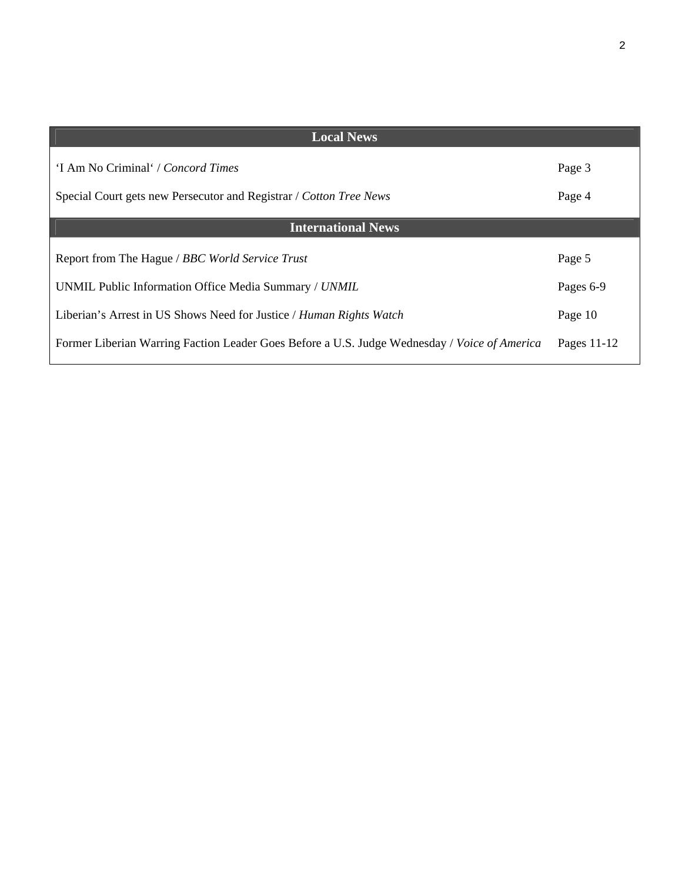| Local News | |
|---|---|
| 'I Am No Criminal' / *Concord Times* | Page 3 |
| Special Court gets new Persecutor and Registrar / *Cotton Tree News* | Page 4 |
| **International News** | |
| Report from The Hague / *BBC World Service Trust* | Page 5 |
| UNMIL Public Information Office Media Summary / *UNMIL* | Pages 6-9 |
| Liberian's Arrest in US Shows Need for Justice / *Human Rights Watch* | Page 10 |
| Former Liberian Warring Faction Leader Goes Before a U.S. Judge Wednesday / *Voice of America* | Pages 11-12 |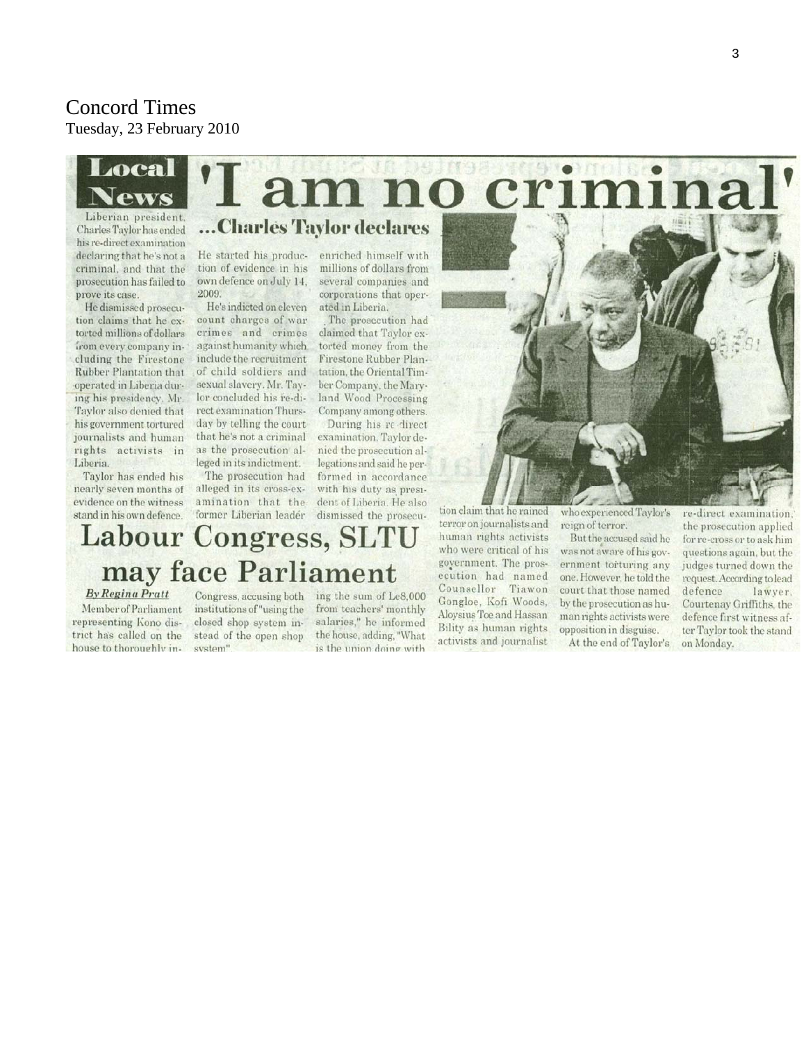# Concord Times

Tuesday, 23 February 2010

Local News

# 'I am no criminal'

## ...Charles Taylor declares

Liberian president, Charles Taylor has ended his re-direct examination declaring that he's not a criminal, and that the prosecution has failed to prove its case.

He dismissed prosecution claims that he extorted millions of dollars from every company including the Firestone Rubber Plantation that operated in Liberia during his presidency. Mr. Taylor also denied that his government tortured journalists and human rights activists in Liberia.

Taylor has ended his nearly seven months of evidence on the witness stand in his own defence. He started his production of evidence in his own defence on July 14, 2009.

He's indicted on eleven count charges of war crimes and crimes against humanity which include the recruitment of child soldiers and sexual slavery. Mr. Taylor concluded his re-direct examination Thursday by telling the court that he's not a criminal as the prosecution alleged in its indictment.

The prosecution had alleged in its cross-examination that the former Liberian leader enriched himself with millions of dollars from several companies and corporations that operated in Liberia.

The prosecution had claimed that Taylor extorted money from the Firestone Rubber Plantation, the Oriental Timber Company, the Maryland Wood Processing Company among others.

During his re-direct examination, Taylor denied the prosecution allegations and said he performed in accordance with his duty as president of Liberia. He also dismissed the prosecution claim that he rained terror on journalists and human rights activists who were critical of his government. The prosecution had named Counsellor Tiawon Gongloe, Kofi Woods, Aloysius Toe and Hassan Bility as human rights activists and journalist who experienced Taylor's reign of terror.

But the accused said he was not aware of his government torturing any one. However, he told the court that those named by the prosecution as human rights activists were opposition in disguise.

At the end of Taylor's re-direct examination, the prosecution applied for re-cross or to ask him questions again, but the judges turned down the request. According to lead defence lawyer, Courtenay Griffiths, the defence first witness after Taylor took the stand on Monday.

# Labour Congress, SLTU may face Parliament

*By Regina Pratt*

Member of Parliament representing Kono district has called on the house to thoroughly in- Congress, accusing both institutions of "using the closed shop system instead of the open shop system". ing the sum of Le8,000 from teachers' monthly salaries," he informed the house, adding, "What is the union doing with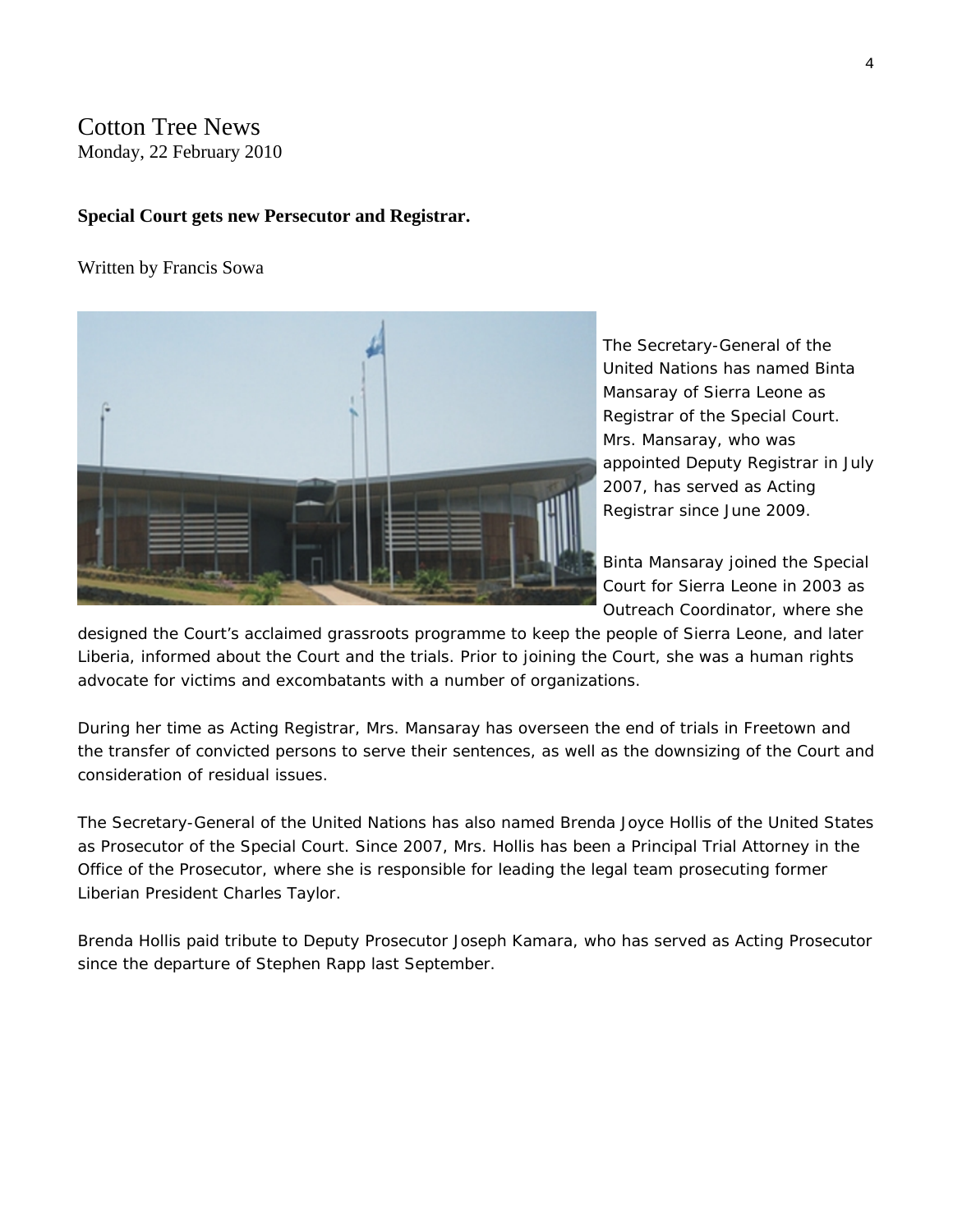# Cotton Tree News

Monday, 22 February 2010

**Special Court gets new Persecutor and Registrar.**

Written by Francis Sowa

The Secretary-General of the United Nations has named Binta Mansaray of Sierra Leone as Registrar of the Special Court. Mrs. Mansaray, who was appointed Deputy Registrar in July 2007, has served as Acting Registrar since June 2009.

Binta Mansaray joined the Special Court for Sierra Leone in 2003 as Outreach Coordinator, where she designed the Court's acclaimed grassroots programme to keep the people of Sierra Leone, and later Liberia, informed about the Court and the trials. Prior to joining the Court, she was a human rights advocate for victims and excombatants with a number of organizations.

During her time as Acting Registrar, Mrs. Mansaray has overseen the end of trials in Freetown and the transfer of convicted persons to serve their sentences, as well as the downsizing of the Court and consideration of residual issues.

The Secretary-General of the United Nations has also named Brenda Joyce Hollis of the United States as Prosecutor of the Special Court. Since 2007, Mrs. Hollis has been a Principal Trial Attorney in the Office of the Prosecutor, where she is responsible for leading the legal team prosecuting former Liberian President Charles Taylor.

Brenda Hollis paid tribute to Deputy Prosecutor Joseph Kamara, who has served as Acting Prosecutor since the departure of Stephen Rapp last September.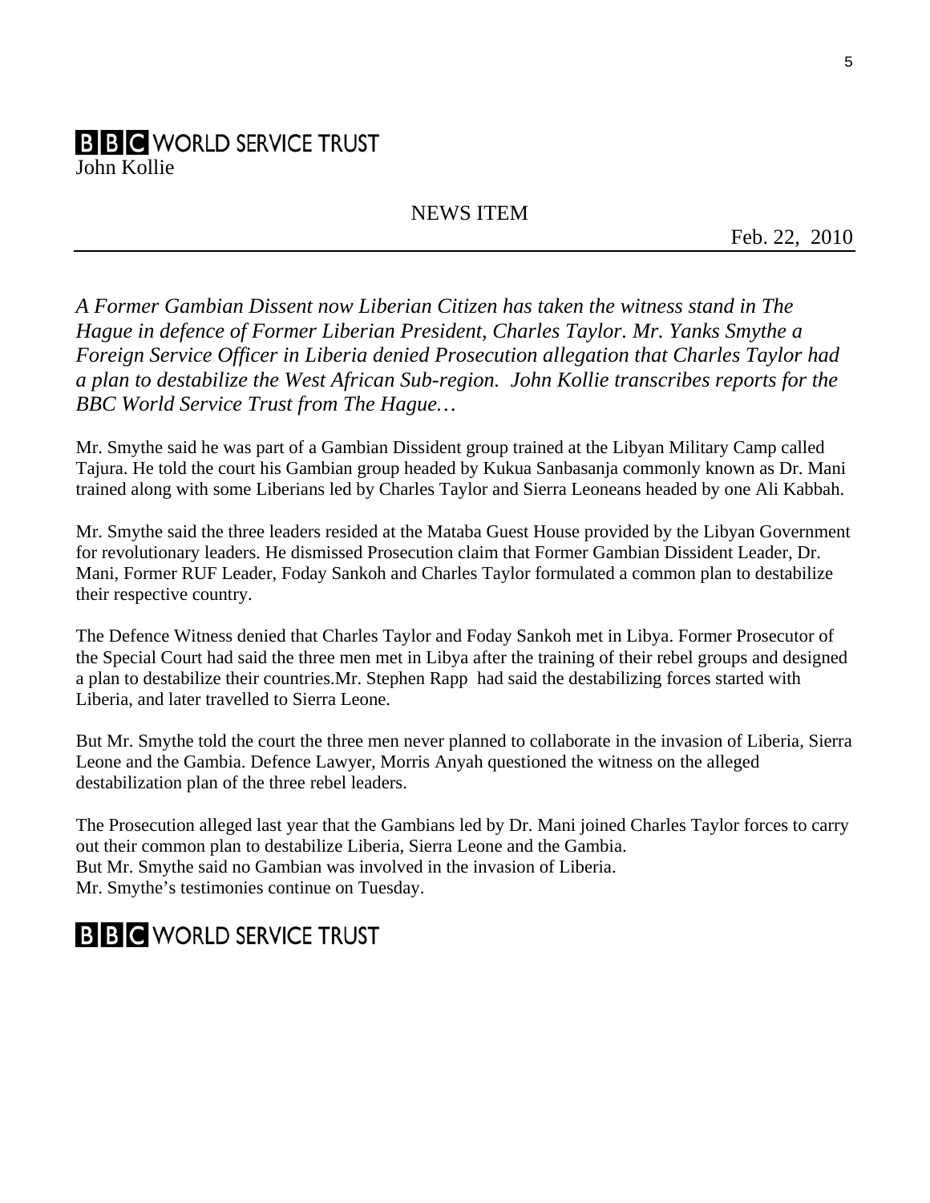**BBC WORLD SERVICE TRUST**
John Kollie

NEWS ITEM

Feb. 22, 2010

---

*A Former Gambian Dissent now Liberian Citizen has taken the witness stand in The Hague in defence of Former Liberian President, Charles Taylor. Mr. Yanks Smythe a Foreign Service Officer in Liberia denied Prosecution allegation that Charles Taylor had a plan to destabilize the West African Sub-region. John Kollie transcribes reports for the BBC World Service Trust from The Hague…*

Mr. Smythe said he was part of a Gambian Dissident group trained at the Libyan Military Camp called Tajura. He told the court his Gambian group headed by Kukua Sanbasanja commonly known as Dr. Mani trained along with some Liberians led by Charles Taylor and Sierra Leoneans headed by one Ali Kabbah.

Mr. Smythe said the three leaders resided at the Mataba Guest House provided by the Libyan Government for revolutionary leaders. He dismissed Prosecution claim that Former Gambian Dissident Leader, Dr. Mani, Former RUF Leader, Foday Sankoh and Charles Taylor formulated a common plan to destabilize their respective country.

The Defence Witness denied that Charles Taylor and Foday Sankoh met in Libya. Former Prosecutor of the Special Court had said the three men met in Libya after the training of their rebel groups and designed a plan to destabilize their countries.Mr. Stephen Rapp had said the destabilizing forces started with Liberia, and later travelled to Sierra Leone.

But Mr. Smythe told the court the three men never planned to collaborate in the invasion of Liberia, Sierra Leone and the Gambia. Defence Lawyer, Morris Anyah questioned the witness on the alleged destabilization plan of the three rebel leaders.

The Prosecution alleged last year that the Gambians led by Dr. Mani joined Charles Taylor forces to carry out their common plan to destabilize Liberia, Sierra Leone and the Gambia.
But Mr. Smythe said no Gambian was involved in the invasion of Liberia.
Mr. Smythe's testimonies continue on Tuesday.

**BBC WORLD SERVICE TRUST**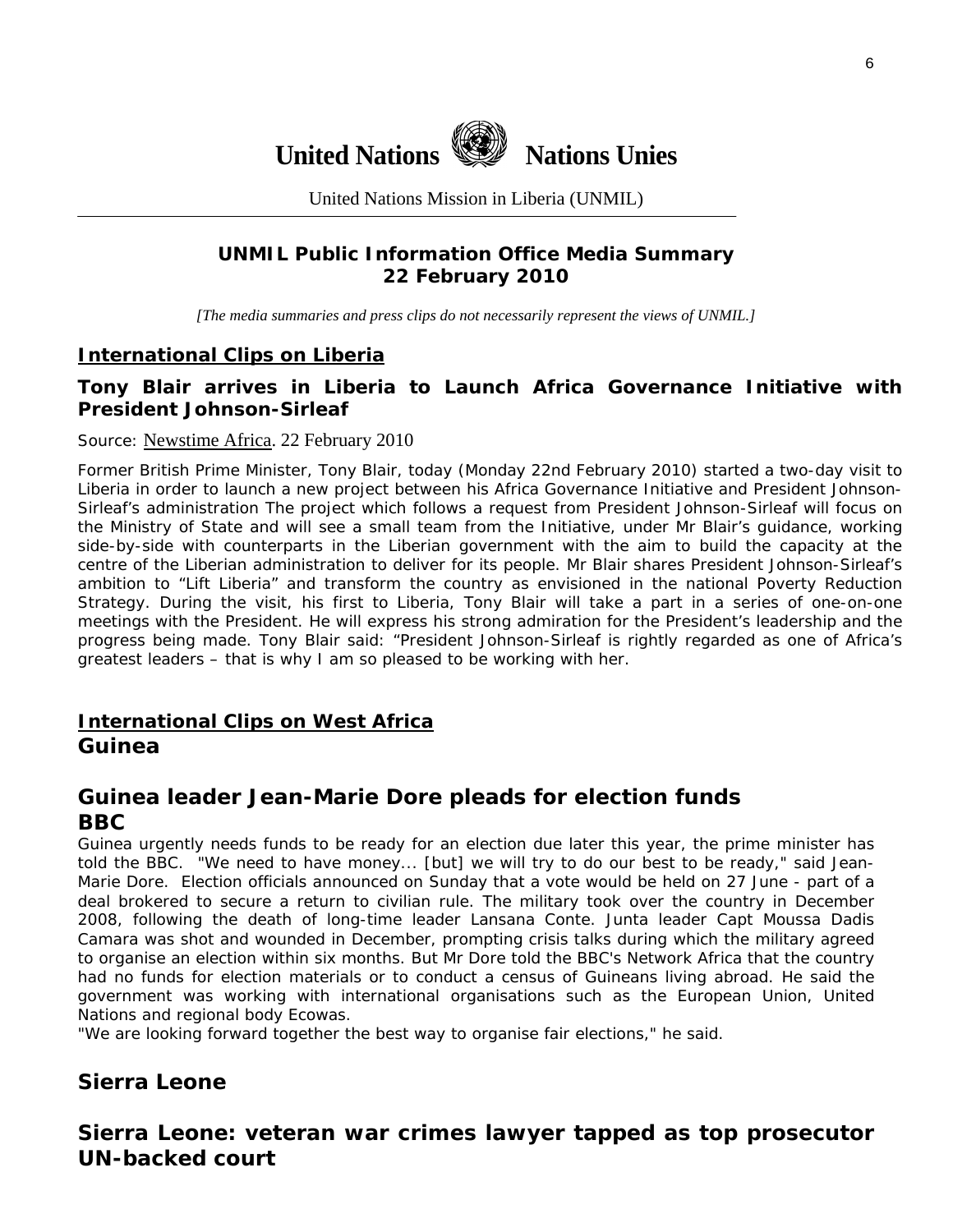# United Nations Nations Unies

United Nations Mission in Liberia (UNMIL)

**UNMIL Public Information Office Media Summary**
**22 February 2010**

*[The media summaries and press clips do not necessarily represent the views of UNMIL.]*

## International Clips on Liberia

### Tony Blair arrives in Liberia to Launch Africa Governance Initiative with President Johnson-Sirleaf

Source: Newstime Africa. 22 February 2010

Former British Prime Minister, Tony Blair, today (Monday 22nd February 2010) started a two-day visit to Liberia in order to launch a new project between his Africa Governance Initiative and President Johnson-Sirleaf's administration The project which follows a request from President Johnson-Sirleaf will focus on the Ministry of State and will see a small team from the Initiative, under Mr Blair's guidance, working side-by-side with counterparts in the Liberian government with the aim to build the capacity at the centre of the Liberian administration to deliver for its people. Mr Blair shares President Johnson-Sirleaf's ambition to "Lift Liberia" and transform the country as envisioned in the national Poverty Reduction Strategy. During the visit, his first to Liberia, Tony Blair will take a part in a series of one-on-one meetings with the President. He will express his strong admiration for the President's leadership and the progress being made. Tony Blair said: "President Johnson-Sirleaf is rightly regarded as one of Africa's greatest leaders – that is why I am so pleased to be working with her.

## International Clips on West Africa

## Guinea

### Guinea leader Jean-Marie Dore pleads for election funds
**BBC**

Guinea urgently needs funds to be ready for an election due later this year, the prime minister has told the BBC. "We need to have money... [but] we will try to do our best to be ready," said Jean-Marie Dore. Election officials announced on Sunday that a vote would be held on 27 June - part of a deal brokered to secure a return to civilian rule. The military took over the country in December 2008, following the death of long-time leader Lansana Conte. Junta leader Capt Moussa Dadis Camara was shot and wounded in December, prompting crisis talks during which the military agreed to organise an election within six months. But Mr Dore told the BBC's Network Africa that the country had no funds for election materials or to conduct a census of Guineans living abroad. He said the government was working with international organisations such as the European Union, United Nations and regional body Ecowas.

"We are looking forward together the best way to organise fair elections," he said.

## Sierra Leone

### Sierra Leone: veteran war crimes lawyer tapped as top prosecutor UN-backed court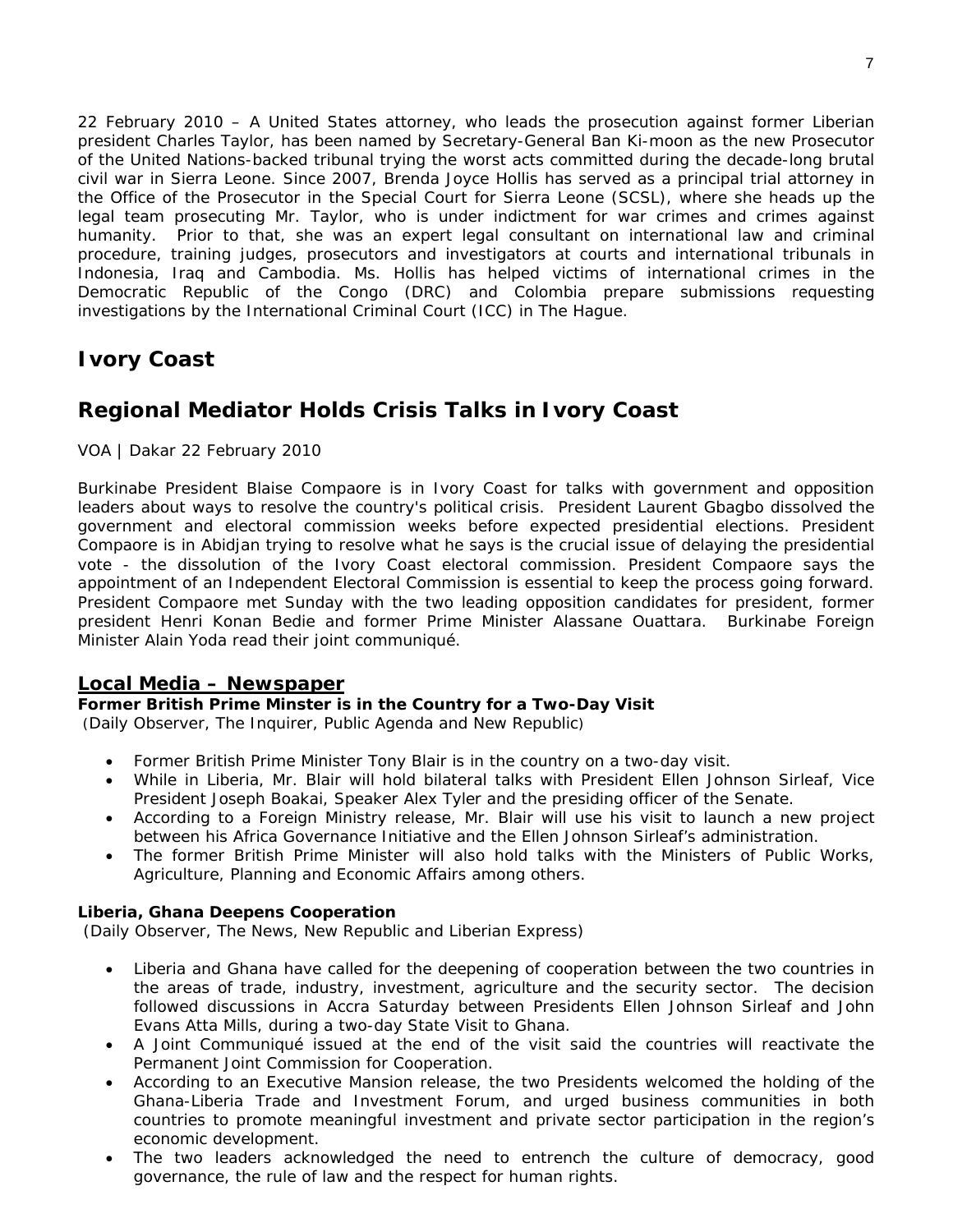22 February 2010 – A United States attorney, who leads the prosecution against former Liberian president Charles Taylor, has been named by Secretary-General Ban Ki-moon as the new Prosecutor of the United Nations-backed tribunal trying the worst acts committed during the decade-long brutal civil war in Sierra Leone. Since 2007, Brenda Joyce Hollis has served as a principal trial attorney in the Office of the Prosecutor in the Special Court for Sierra Leone (SCSL), where she heads up the legal team prosecuting Mr. Taylor, who is under indictment for war crimes and crimes against humanity. Prior to that, she was an expert legal consultant on international law and criminal procedure, training judges, prosecutors and investigators at courts and international tribunals in Indonesia, Iraq and Cambodia. Ms. Hollis has helped victims of international crimes in the Democratic Republic of the Congo (DRC) and Colombia prepare submissions requesting investigations by the International Criminal Court (ICC) in The Hague.

## Ivory Coast

## Regional Mediator Holds Crisis Talks in Ivory Coast

VOA | Dakar 22 February 2010

Burkinabe President Blaise Compaore is in Ivory Coast for talks with government and opposition leaders about ways to resolve the country's political crisis. President Laurent Gbagbo dissolved the government and electoral commission weeks before expected presidential elections. President Compaore is in Abidjan trying to resolve what he says is the crucial issue of delaying the presidential vote - the dissolution of the Ivory Coast electoral commission. President Compaore says the appointment of an Independent Electoral Commission is essential to keep the process going forward. President Compaore met Sunday with the two leading opposition candidates for president, former president Henri Konan Bedie and former Prime Minister Alassane Ouattara. Burkinabe Foreign Minister Alain Yoda read their joint communiqué.

### Local Media – Newspaper

**Former British Prime Minster is in the Country for a Two-Day Visit**
(Daily Observer, The Inquirer, Public Agenda and New Republic)

- Former British Prime Minister Tony Blair is in the country on a two-day visit.
- While in Liberia, Mr. Blair will hold bilateral talks with President Ellen Johnson Sirleaf, Vice President Joseph Boakai, Speaker Alex Tyler and the presiding officer of the Senate.
- According to a Foreign Ministry release, Mr. Blair will use his visit to launch a new project between his Africa Governance Initiative and the Ellen Johnson Sirleaf's administration.
- The former British Prime Minister will also hold talks with the Ministers of Public Works, Agriculture, Planning and Economic Affairs among others.

**Liberia, Ghana Deepens Cooperation**
(Daily Observer, The News, New Republic and Liberian Express)

- Liberia and Ghana have called for the deepening of cooperation between the two countries in the areas of trade, industry, investment, agriculture and the security sector. The decision followed discussions in Accra Saturday between Presidents Ellen Johnson Sirleaf and John Evans Atta Mills, during a two-day State Visit to Ghana.
- A Joint Communiqué issued at the end of the visit said the countries will reactivate the Permanent Joint Commission for Cooperation.
- According to an Executive Mansion release, the two Presidents welcomed the holding of the Ghana-Liberia Trade and Investment Forum, and urged business communities in both countries to promote meaningful investment and private sector participation in the region's economic development.
- The two leaders acknowledged the need to entrench the culture of democracy, good governance, the rule of law and the respect for human rights.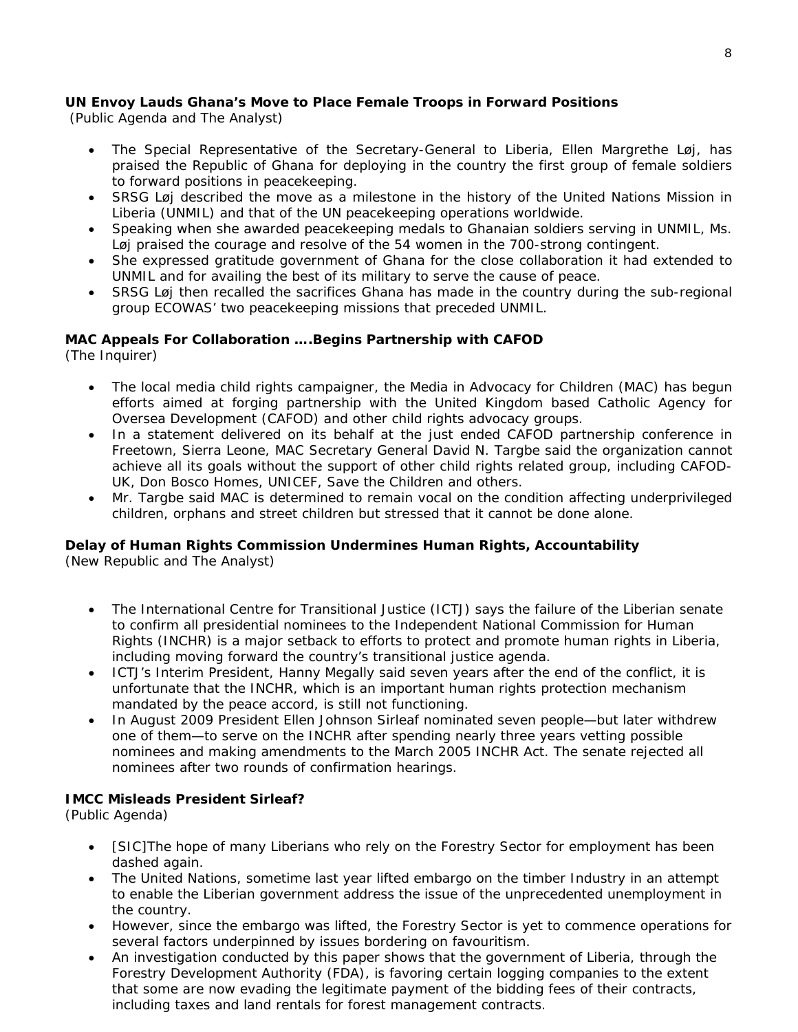**UN Envoy Lauds Ghana's Move to Place Female Troops in Forward Positions**
(Public Agenda and The Analyst)

- The Special Representative of the Secretary-General to Liberia, Ellen Margrethe Løj, has praised the Republic of Ghana for deploying in the country the first group of female soldiers to forward positions in peacekeeping.
- SRSG Løj described the move as a milestone in the history of the United Nations Mission in Liberia (UNMIL) and that of the UN peacekeeping operations worldwide.
- Speaking when she awarded peacekeeping medals to Ghanaian soldiers serving in UNMIL, Ms. Løj praised the courage and resolve of the 54 women in the 700-strong contingent.
- She expressed gratitude government of Ghana for the close collaboration it had extended to UNMIL and for availing the best of its military to serve the cause of peace.
- SRSG Løj then recalled the sacrifices Ghana has made in the country during the sub-regional group ECOWAS' two peacekeeping missions that preceded UNMIL.

**MAC Appeals For Collaboration ….Begins Partnership with CAFOD**
(The Inquirer)

- The local media child rights campaigner, the Media in Advocacy for Children (MAC) has begun efforts aimed at forging partnership with the United Kingdom based Catholic Agency for Oversea Development (CAFOD) and other child rights advocacy groups.
- In a statement delivered on its behalf at the just ended CAFOD partnership conference in Freetown, Sierra Leone, MAC Secretary General David N. Targbe said the organization cannot achieve all its goals without the support of other child rights related group, including CAFOD-UK, Don Bosco Homes, UNICEF, Save the Children and others.
- Mr. Targbe said MAC is determined to remain vocal on the condition affecting underprivileged children, orphans and street children but stressed that it cannot be done alone.

**Delay of Human Rights Commission Undermines Human Rights, Accountability**
(New Republic and The Analyst)

- The International Centre for Transitional Justice (ICTJ) says the failure of the Liberian senate to confirm all presidential nominees to the Independent National Commission for Human Rights (INCHR) is a major setback to efforts to protect and promote human rights in Liberia, including moving forward the country's transitional justice agenda.
- ICTJ's Interim President, Hanny Megally said seven years after the end of the conflict, it is unfortunate that the INCHR, which is an important human rights protection mechanism mandated by the peace accord, is still not functioning.
- In August 2009 President Ellen Johnson Sirleaf nominated seven people—but later withdrew one of them—to serve on the INCHR after spending nearly three years vetting possible nominees and making amendments to the March 2005 INCHR Act. The senate rejected all nominees after two rounds of confirmation hearings.

**IMCC Misleads President Sirleaf?**
(Public Agenda)

- [SIC]The hope of many Liberians who rely on the Forestry Sector for employment has been dashed again.
- The United Nations, sometime last year lifted embargo on the timber Industry in an attempt to enable the Liberian government address the issue of the unprecedented unemployment in the country.
- However, since the embargo was lifted, the Forestry Sector is yet to commence operations for several factors underpinned by issues bordering on favouritism.
- An investigation conducted by this paper shows that the government of Liberia, through the Forestry Development Authority (FDA), is favoring certain logging companies to the extent that some are now evading the legitimate payment of the bidding fees of their contracts, including taxes and land rentals for forest management contracts.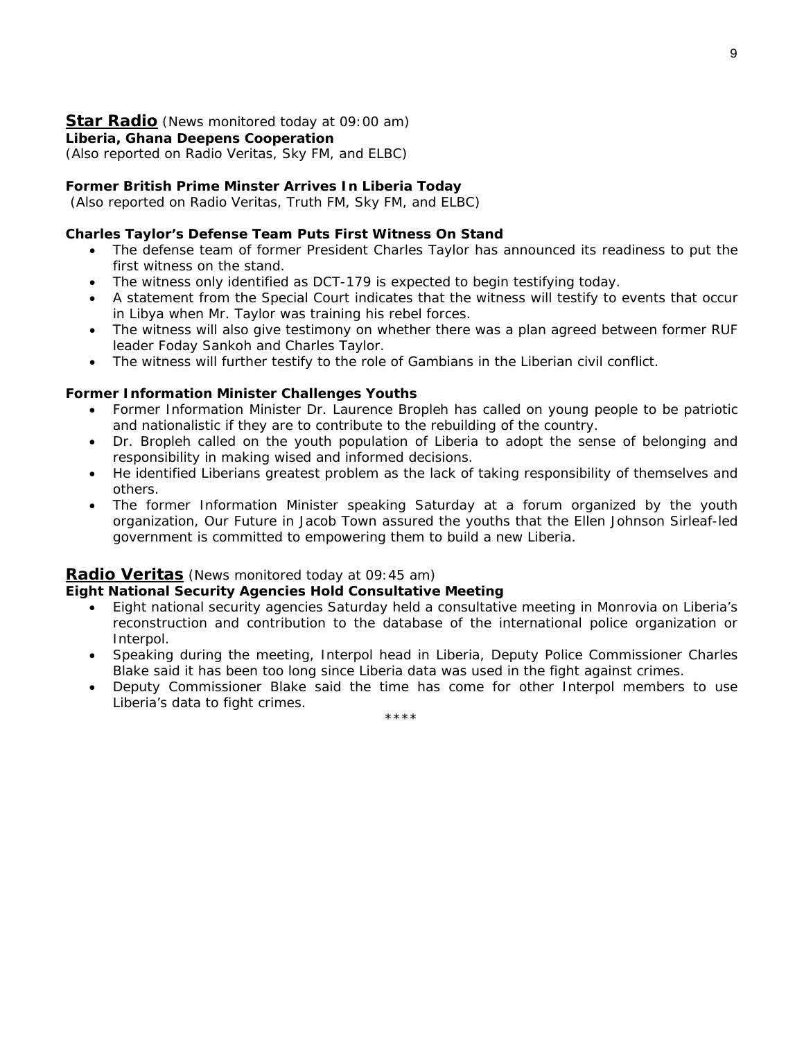**Star Radio** *(News monitored today at 09:00 am)*

**Liberia, Ghana Deepens Cooperation**

*(Also reported on Radio Veritas, Sky FM, and ELBC)*

**Former British Prime Minster Arrives In Liberia Today**

*(Also reported on Radio Veritas, Truth FM, Sky FM, and ELBC)*

**Charles Taylor's Defense Team Puts First Witness On Stand**

- The defense team of former President Charles Taylor has announced its readiness to put the first witness on the stand.
- The witness only identified as DCT-179 is expected to begin testifying today.
- A statement from the Special Court indicates that the witness will testify to events that occur in Libya when Mr. Taylor was training his rebel forces.
- The witness will also give testimony on whether there was a plan agreed between former RUF leader Foday Sankoh and Charles Taylor.
- The witness will further testify to the role of Gambians in the Liberian civil conflict.

**Former Information Minister Challenges Youths**

- Former Information Minister Dr. Laurence Bropleh has called on young people to be patriotic and nationalistic if they are to contribute to the rebuilding of the country.
- Dr. Bropleh called on the youth population of Liberia to adopt the sense of belonging and responsibility in making wised and informed decisions.
- He identified Liberians greatest problem as the lack of taking responsibility of themselves and others.
- The former Information Minister speaking Saturday at a forum organized by the youth organization, Our Future in Jacob Town assured the youths that the Ellen Johnson Sirleaf-led government is committed to empowering them to build a new Liberia.

**Radio Veritas** *(News monitored today at 09:45 am)*

**Eight National Security Agencies Hold Consultative Meeting**

- Eight national security agencies Saturday held a consultative meeting in Monrovia on Liberia's reconstruction and contribution to the database of the international police organization or Interpol.
- Speaking during the meeting, Interpol head in Liberia, Deputy Police Commissioner Charles Blake said it has been too long since Liberia data was used in the fight against crimes.
- Deputy Commissioner Blake said the time has come for other Interpol members to use Liberia's data to fight crimes.

****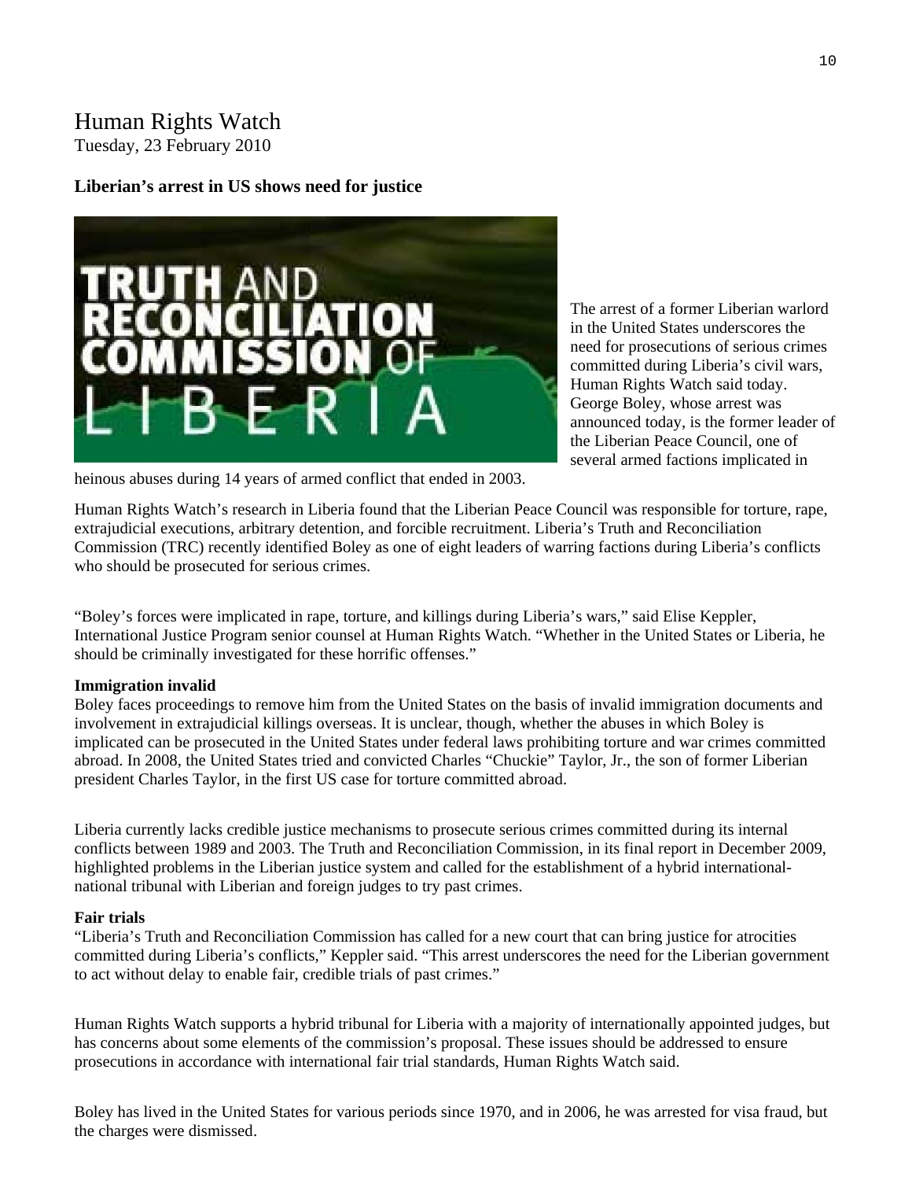# Human Rights Watch

Tuesday, 23 February 2010

**Liberian's arrest in US shows need for justice**

The arrest of a former Liberian warlord in the United States underscores the need for prosecutions of serious crimes committed during Liberia's civil wars, Human Rights Watch said today. George Boley, whose arrest was announced today, is the former leader of the Liberian Peace Council, one of several armed factions implicated in heinous abuses during 14 years of armed conflict that ended in 2003.

Human Rights Watch's research in Liberia found that the Liberian Peace Council was responsible for torture, rape, extrajudicial executions, arbitrary detention, and forcible recruitment. Liberia's Truth and Reconciliation Commission (TRC) recently identified Boley as one of eight leaders of warring factions during Liberia's conflicts who should be prosecuted for serious crimes.

"Boley's forces were implicated in rape, torture, and killings during Liberia's wars," said Elise Keppler, International Justice Program senior counsel at Human Rights Watch. "Whether in the United States or Liberia, he should be criminally investigated for these horrific offenses."

**Immigration invalid**

Boley faces proceedings to remove him from the United States on the basis of invalid immigration documents and involvement in extrajudicial killings overseas. It is unclear, though, whether the abuses in which Boley is implicated can be prosecuted in the United States under federal laws prohibiting torture and war crimes committed abroad. In 2008, the United States tried and convicted Charles "Chuckie" Taylor, Jr., the son of former Liberian president Charles Taylor, in the first US case for torture committed abroad.

Liberia currently lacks credible justice mechanisms to prosecute serious crimes committed during its internal conflicts between 1989 and 2003. The Truth and Reconciliation Commission, in its final report in December 2009, highlighted problems in the Liberian justice system and called for the establishment of a hybrid international-national tribunal with Liberian and foreign judges to try past crimes.

**Fair trials**

"Liberia's Truth and Reconciliation Commission has called for a new court that can bring justice for atrocities committed during Liberia's conflicts," Keppler said. "This arrest underscores the need for the Liberian government to act without delay to enable fair, credible trials of past crimes."

Human Rights Watch supports a hybrid tribunal for Liberia with a majority of internationally appointed judges, but has concerns about some elements of the commission's proposal. These issues should be addressed to ensure prosecutions in accordance with international fair trial standards, Human Rights Watch said.

Boley has lived in the United States for various periods since 1970, and in 2006, he was arrested for visa fraud, but the charges were dismissed.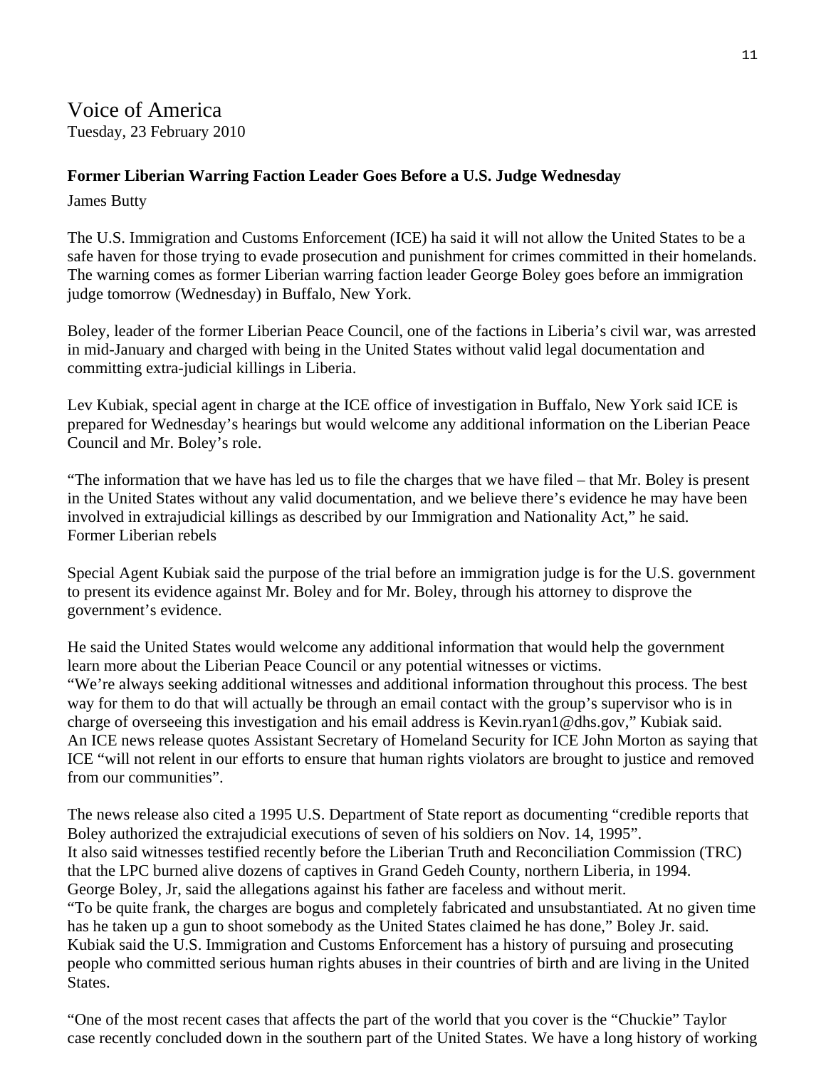# Voice of America

Tuesday, 23 February 2010

**Former Liberian Warring Faction Leader Goes Before a U.S. Judge Wednesday**

James Butty

The U.S. Immigration and Customs Enforcement (ICE) ha said it will not allow the United States to be a safe haven for those trying to evade prosecution and punishment for crimes committed in their homelands. The warning comes as former Liberian warring faction leader George Boley goes before an immigration judge tomorrow (Wednesday) in Buffalo, New York.

Boley, leader of the former Liberian Peace Council, one of the factions in Liberia's civil war, was arrested in mid-January and charged with being in the United States without valid legal documentation and committing extra-judicial killings in Liberia.

Lev Kubiak, special agent in charge at the ICE office of investigation in Buffalo, New York said ICE is prepared for Wednesday's hearings but would welcome any additional information on the Liberian Peace Council and Mr. Boley's role.

"The information that we have has led us to file the charges that we have filed – that Mr. Boley is present in the United States without any valid documentation, and we believe there's evidence he may have been involved in extrajudicial killings as described by our Immigration and Nationality Act," he said.
Former Liberian rebels

Special Agent Kubiak said the purpose of the trial before an immigration judge is for the U.S. government to present its evidence against Mr. Boley and for Mr. Boley, through his attorney to disprove the government's evidence.

He said the United States would welcome any additional information that would help the government learn more about the Liberian Peace Council or any potential witnesses or victims.
"We're always seeking additional witnesses and additional information throughout this process. The best way for them to do that will actually be through an email contact with the group's supervisor who is in charge of overseeing this investigation and his email address is Kevin.ryan1@dhs.gov," Kubiak said.
An ICE news release quotes Assistant Secretary of Homeland Security for ICE John Morton as saying that ICE "will not relent in our efforts to ensure that human rights violators are brought to justice and removed from our communities".

The news release also cited a 1995 U.S. Department of State report as documenting "credible reports that Boley authorized the extrajudicial executions of seven of his soldiers on Nov. 14, 1995".
It also said witnesses testified recently before the Liberian Truth and Reconciliation Commission (TRC) that the LPC burned alive dozens of captives in Grand Gedeh County, northern Liberia, in 1994.
George Boley, Jr, said the allegations against his father are faceless and without merit.
"To be quite frank, the charges are bogus and completely fabricated and unsubstantiated. At no given time has he taken up a gun to shoot somebody as the United States claimed he has done," Boley Jr. said.
Kubiak said the U.S. Immigration and Customs Enforcement has a history of pursuing and prosecuting people who committed serious human rights abuses in their countries of birth and are living in the United States.

"One of the most recent cases that affects the part of the world that you cover is the "Chuckie" Taylor case recently concluded down in the southern part of the United States. We have a long history of working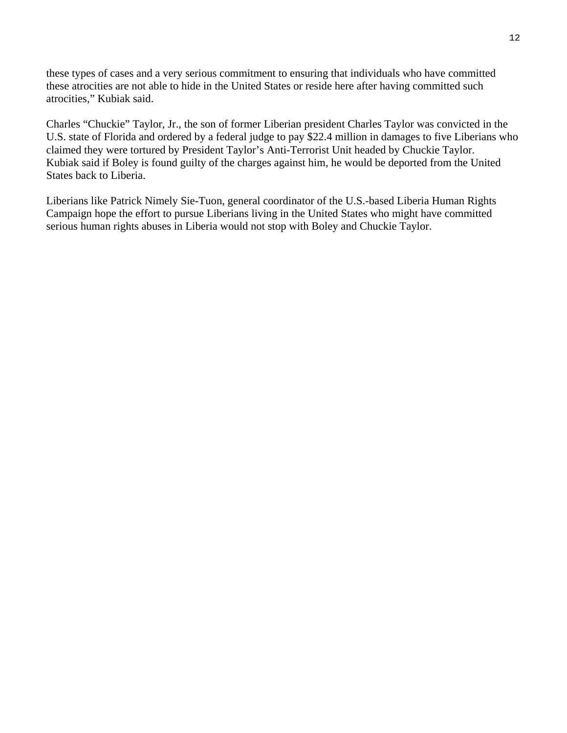these types of cases and a very serious commitment to ensuring that individuals who have committed these atrocities are not able to hide in the United States or reside here after having committed such atrocities," Kubiak said.

Charles "Chuckie" Taylor, Jr., the son of former Liberian president Charles Taylor was convicted in the U.S. state of Florida and ordered by a federal judge to pay $22.4 million in damages to five Liberians who claimed they were tortured by President Taylor's Anti-Terrorist Unit headed by Chuckie Taylor. Kubiak said if Boley is found guilty of the charges against him, he would be deported from the United States back to Liberia.

Liberians like Patrick Nimely Sie-Tuon, general coordinator of the U.S.-based Liberia Human Rights Campaign hope the effort to pursue Liberians living in the United States who might have committed serious human rights abuses in Liberia would not stop with Boley and Chuckie Taylor.